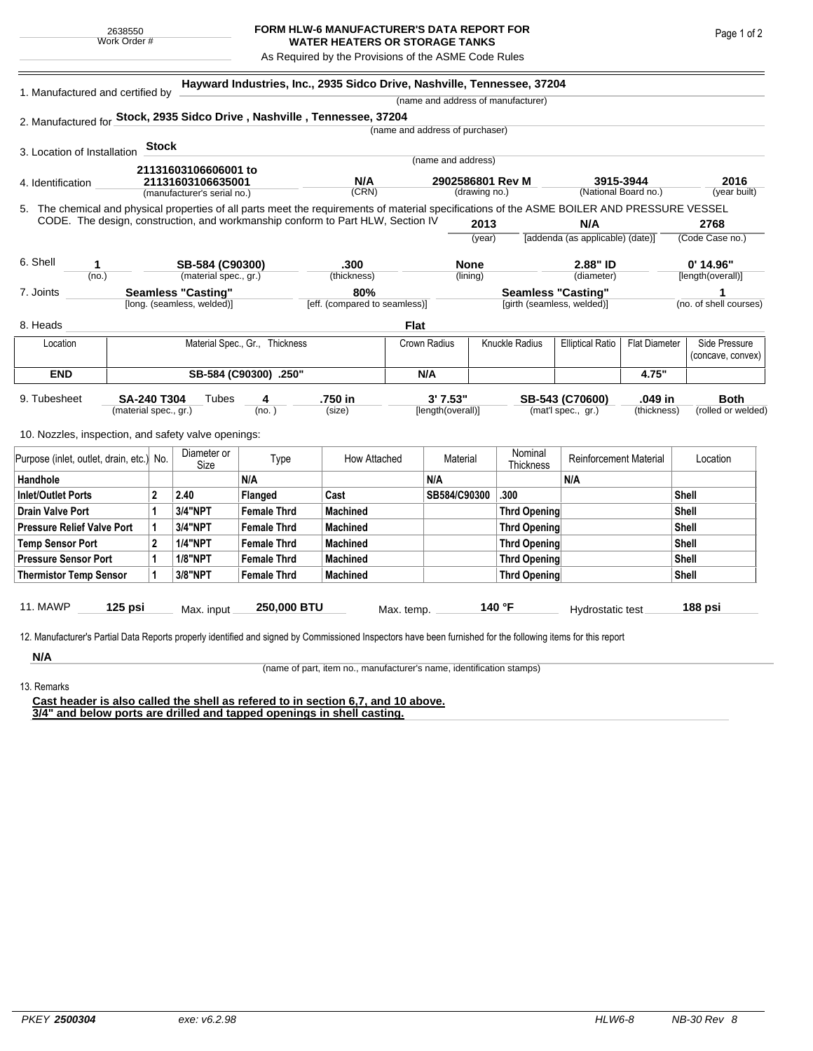2638550
Work Order #

# FORM HLW-6 MANUFACTURER'S DATA REPORT FOR WATER HEATERS OR STORAGE TANKS

As Required by the Provisions of the ASME Code Rules

1. Manufactured and certified by **Hayward Industries, Inc., 2935 Sidco Drive, Nashville, Tennessee, 37204**
(name and address of manufacturer)

2. Manufactured for **Stock, 2935 Sidco Drive , Nashville , Tennessee, 37204**
(name and address of purchaser)

3. Location of Installation **Stock**
(name and address)

4. Identification **21131603106606001 to 21131603106635001** (manufacturer's serial no.) **N/A** (CRN) **2902586801 Rev M** (drawing no.) **3915-3944** (National Board no.) **2016** (year built)

5. The chemical and physical properties of all parts meet the requirements of material specifications of the ASME BOILER AND PRESSURE VESSEL CODE. The design, construction, and workmanship conform to Part HLW, Section IV **2013** (year) **N/A** [addenda (as applicable) (date)] **2768** (Code Case no.)

6. Shell **1** (no.) **SB-584 (C90300)** (material spec., gr.) **.300** (thickness) **None** (lining) **2.88" ID** (diameter) **0' 14.96"** [length(overall)]

7. Joints **Seamless "Casting"** [long. (seamless, welded)] **80%** [eff. (compared to seamless)] **Seamless "Casting"** [girth (seamless, welded)] **1** (no. of shell courses)

8. Heads **Flat**

| Location | Material Spec., Gr., Thickness | Crown Radius | Knuckle Radius | Elliptical Ratio | Flat Diameter | Side Pressure (concave, convex) |
|---|---|---|---|---|---|---|
| **END** | **SB-584 (C90300) .250"** | **N/A** | | | **4.75"** | |

9. Tubesheet **SA-240 T304** (material spec., gr.) Tubes **4** (no.) **.750 in** (size) **3' 7.53"** [length(overall)] **SB-543 (C70600)** (mat'l spec., gr.) **.049 in** (thickness) **Both** (rolled or welded)

10. Nozzles, inspection, and safety valve openings:

| Purpose (inlet, outlet, drain, etc.) | No. | Diameter or Size | Type | How Attached | Material | Nominal Thickness | Reinforcement Material | Location |
|---|---|---|---|---|---|---|---|---|
| **Handhole** | | | **N/A** | | **N/A** | | **N/A** | |
| **Inlet/Outlet Ports** | **2** | **2.40** | **Flanged** | **Cast** | **SB584/C90300** | **.300** | | **Shell** |
| **Drain Valve Port** | **1** | **3/4"NPT** | **Female Thrd** | **Machined** | | **Thrd Opening** | | **Shell** |
| **Pressure Relief Valve Port** | **1** | **3/4"NPT** | **Female Thrd** | **Machined** | | **Thrd Opening** | | **Shell** |
| **Temp Sensor Port** | **2** | **1/4"NPT** | **Female Thrd** | **Machined** | | **Thrd Opening** | | **Shell** |
| **Pressure Sensor Port** | **1** | **1/8"NPT** | **Female Thrd** | **Machined** | | **Thrd Opening** | | **Shell** |
| **Thermistor Temp Sensor** | **1** | **3/8"NPT** | **Female Thrd** | **Machined** | | **Thrd Opening** | | **Shell** |

11. MAWP **125 psi** Max. input **250,000 BTU** Max. temp. **140 °F** Hydrostatic test **188 psi**

12. Manufacturer's Partial Data Reports properly identified and signed by Commissioned Inspectors have been furnished for the following items for this report

**N/A**
(name of part, item no., manufacturer's name, identification stamps)

13. Remarks

**Cast header is also called the shell as refered to in section 6,7, and 10 above.**
**3/4" and below ports are drilled and tapped openings in shell casting.**

PKEY **2500304** exe: v6.2.98 HLW6-8 NB-30 Rev 8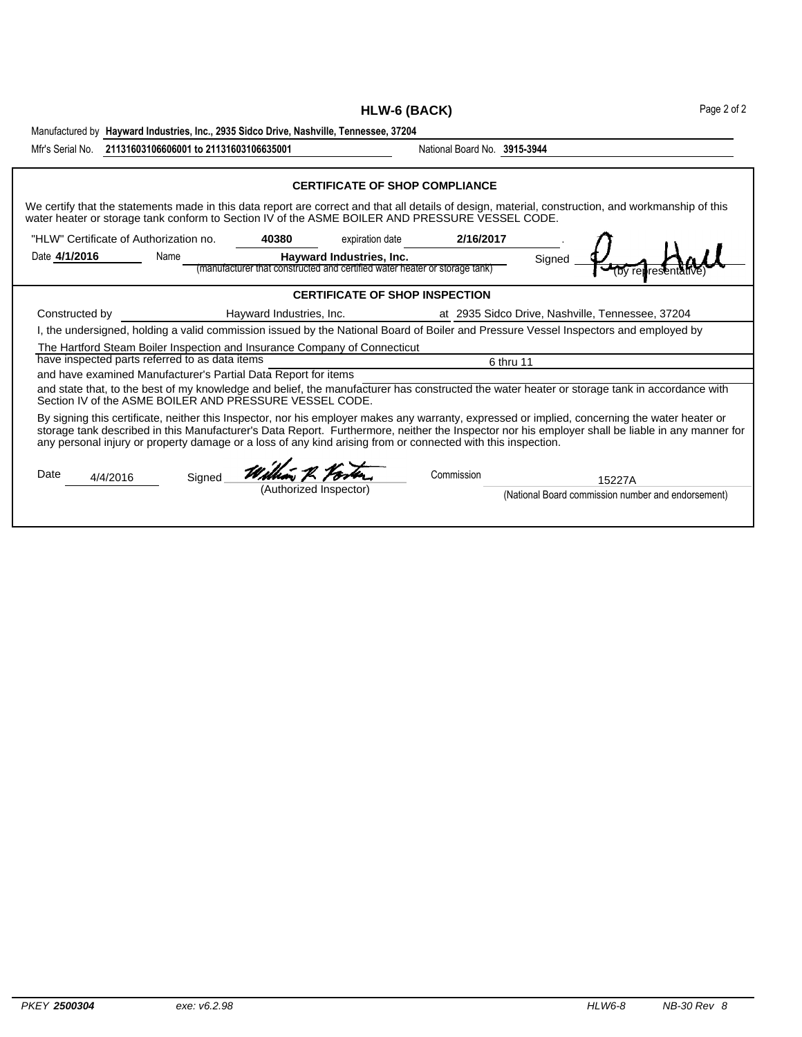# HLW-6 (BACK)

Manufactured by **Hayward Industries, Inc., 2935 Sidco Drive, Nashville, Tennessee, 37204**

Mfr's Serial No. **21131603106606001 to 21131603106635001** National Board No. **3915-3944**

## CERTIFICATE OF SHOP COMPLIANCE

We certify that the statements made in this data report are correct and that all details of design, material, construction, and workmanship of this water heater or storage tank conform to Section IV of the ASME BOILER AND PRESSURE VESSEL CODE.

"HLW" Certificate of Authorization no. **40380** expiration date **2/16/2017**.

Date **4/1/2016** Name **Hayward Industries, Inc.** (manufacturer that constructed and certified water heater or storage tank) Signed ______ (by representative)

## CERTIFICATE OF SHOP INSPECTION

Constructed by Hayward Industries, Inc. at 2935 Sidco Drive, Nashville, Tennessee, 37204

I, the undersigned, holding a valid commission issued by the National Board of Boiler and Pressure Vessel Inspectors and employed by The Hartford Steam Boiler Inspection and Insurance Company of Connecticut

have inspected parts referred to as data items 6 thru 11

and have examined Manufacturer's Partial Data Report for items

and state that, to the best of my knowledge and belief, the manufacturer has constructed the water heater or storage tank in accordance with Section IV of the ASME BOILER AND PRESSURE VESSEL CODE.

By signing this certificate, neither this Inspector, nor his employer makes any warranty, expressed or implied, concerning the water heater or storage tank described in this Manufacturer's Data Report. Furthermore, neither the Inspector nor his employer shall be liable in any manner for any personal injury or property damage or a loss of any kind arising from or connected with this inspection.

Date 4/4/2016 Signed ______ (Authorized Inspector) Commission 15227A (National Board commission number and endorsement)

PKEY **2500304** exe: v6.2.98 HLW6-8 NB-30 Rev 8